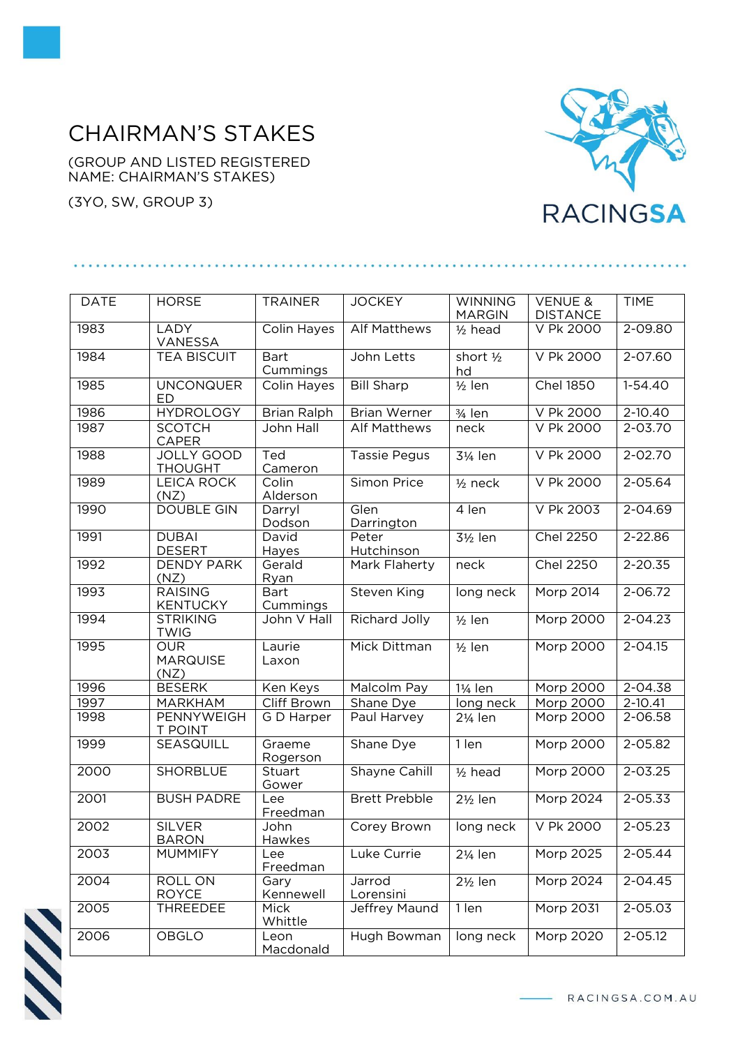# CHAIRMAN'S STAKES

(GROUP AND LISTED REGISTERED NAME: CHAIRMAN'S STAKES)

(3YO, SW, GROUP 3)

| DATE | HORSE | TRAINER | JOCKEY | WINNING MARGIN | VENUE & DISTANCE | TIME |
|---|---|---|---|---|---|---|
| 1983 | LADY VANESSA | Colin Hayes | Alf Matthews | ½ head | V Pk 2000 | 2-09.80 |
| 1984 | TEA BISCUIT | Bart Cummings | John Letts | short ½ hd | V Pk 2000 | 2-07.60 |
| 1985 | UNCONQUERED | Colin Hayes | Bill Sharp | ½ len | Chel 1850 | 1-54.40 |
| 1986 | HYDROLOGY | Brian Ralph | Brian Werner | ¾ len | V Pk 2000 | 2-10.40 |
| 1987 | SCOTCH CAPER | John Hall | Alf Matthews | neck | V Pk 2000 | 2-03.70 |
| 1988 | JOLLY GOOD THOUGHT | Ted Cameron | Tassie Pegus | 3¼ len | V Pk 2000 | 2-02.70 |
| 1989 | LEICA ROCK (NZ) | Colin Alderson | Simon Price | ½ neck | V Pk 2000 | 2-05.64 |
| 1990 | DOUBLE GIN | Darryl Dodson | Glen Darrington | 4 len | V Pk 2003 | 2-04.69 |
| 1991 | DUBAI DESERT | David Hayes | Peter Hutchinson | 3½ len | Chel 2250 | 2-22.86 |
| 1992 | DENDY PARK (NZ) | Gerald Ryan | Mark Flaherty | neck | Chel 2250 | 2-20.35 |
| 1993 | RAISING KENTUCKY | Bart Cummings | Steven King | long neck | Morp 2014 | 2-06.72 |
| 1994 | STRIKING TWIG | John V Hall | Richard Jolly | ½ len | Morp 2000 | 2-04.23 |
| 1995 | OUR MARQUISE (NZ) | Laurie Laxon | Mick Dittman | ½ len | Morp 2000 | 2-04.15 |
| 1996 | BESERK | Ken Keys | Malcolm Pay | 1¼ len | Morp 2000 | 2-04.38 |
| 1997 | MARKHAM | Cliff Brown | Shane Dye | long neck | Morp 2000 | 2-10.41 |
| 1998 | PENNYWEIGHT POINT | G D Harper | Paul Harvey | 2¼ len | Morp 2000 | 2-06.58 |
| 1999 | SEASQUILL | Graeme Rogerson | Shane Dye | 1 len | Morp 2000 | 2-05.82 |
| 2000 | SHORBLUE | Stuart Gower | Shayne Cahill | ½ head | Morp 2000 | 2-03.25 |
| 2001 | BUSH PADRE | Lee Freedman | Brett Prebble | 2½ len | Morp 2024 | 2-05.33 |
| 2002 | SILVER BARON | John Hawkes | Corey Brown | long neck | V Pk 2000 | 2-05.23 |
| 2003 | MUMMIFY | Lee Freedman | Luke Currie | 2¼ len | Morp 2025 | 2-05.44 |
| 2004 | ROLL ON ROYCE | Gary Kennewell | Jarrod Lorensini | 2½ len | Morp 2024 | 2-04.45 |
| 2005 | THREEDEE | Mick Whittle | Jeffrey Maund | 1 len | Morp 2031 | 2-05.03 |
| 2006 | OBGLO | Leon Macdonald | Hugh Bowman | long neck | Morp 2020 | 2-05.12 |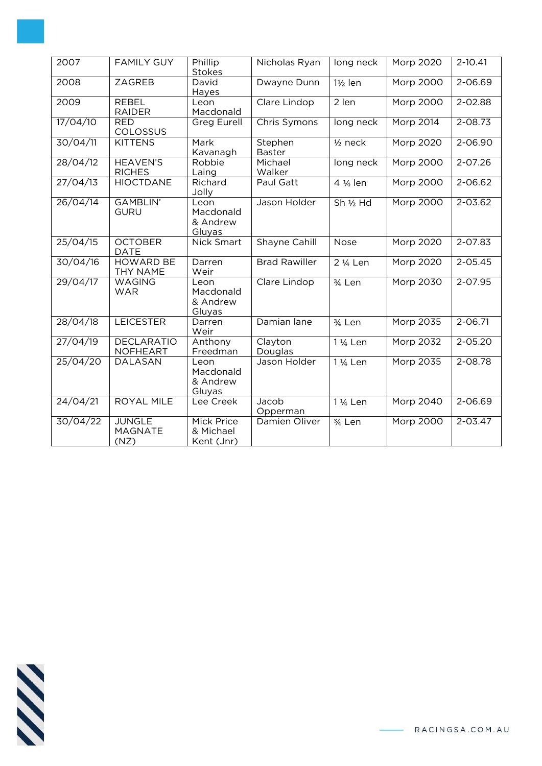| | | | | | | |
|---|---|---|---|---|---|---|
| 2007 | FAMILY GUY | Phillip Stokes | Nicholas Ryan | long neck | Morp 2020 | 2-10.41 |
| 2008 | ZAGREB | David Hayes | Dwayne Dunn | 1½ len | Morp 2000 | 2-06.69 |
| 2009 | REBEL RAIDER | Leon Macdonald | Clare Lindop | 2 len | Morp 2000 | 2-02.88 |
| 17/04/10 | RED COLOSSUS | Greg Eurell | Chris Symons | long neck | Morp 2014 | 2-08.73 |
| 30/04/11 | KITTENS | Mark Kavanagh | Stephen Baster | ½ neck | Morp 2020 | 2-06.90 |
| 28/04/12 | HEAVEN'S RICHES | Robbie Laing | Michael Walker | long neck | Morp 2000 | 2-07.26 |
| 27/04/13 | HIOCTDANE | Richard Jolly | Paul Gatt | 4 ¼ len | Morp 2000 | 2-06.62 |
| 26/04/14 | GAMBLIN' GURU | Leon Macdonald & Andrew Gluyas | Jason Holder | Sh ½ Hd | Morp 2000 | 2-03.62 |
| 25/04/15 | OCTOBER DATE | Nick Smart | Shayne Cahill | Nose | Morp 2020 | 2-07.83 |
| 30/04/16 | HOWARD BE THY NAME | Darren Weir | Brad Rawiller | 2 ¼ Len | Morp 2020 | 2-05.45 |
| 29/04/17 | WAGING WAR | Leon Macdonald & Andrew Gluyas | Clare Lindop | ¾ Len | Morp 2030 | 2-07.95 |
| 28/04/18 | LEICESTER | Darren Weir | Damian lane | ¾ Len | Morp 2035 | 2-06.71 |
| 27/04/19 | DECLARATIO NOFHEART | Anthony Freedman | Clayton Douglas | 1 ¼ Len | Morp 2032 | 2-05.20 |
| 25/04/20 | DALASAN | Leon Macdonald & Andrew Gluyas | Jason Holder | 1 ¼ Len | Morp 2035 | 2-08.78 |
| 24/04/21 | ROYAL MILE | Lee Creek | Jacob Opperman | 1 ¼ Len | Morp 2040 | 2-06.69 |
| 30/04/22 | JUNGLE MAGNATE (NZ) | Mick Price & Michael Kent (Jnr) | Damien Oliver | ¾ Len | Morp 2000 | 2-03.47 |